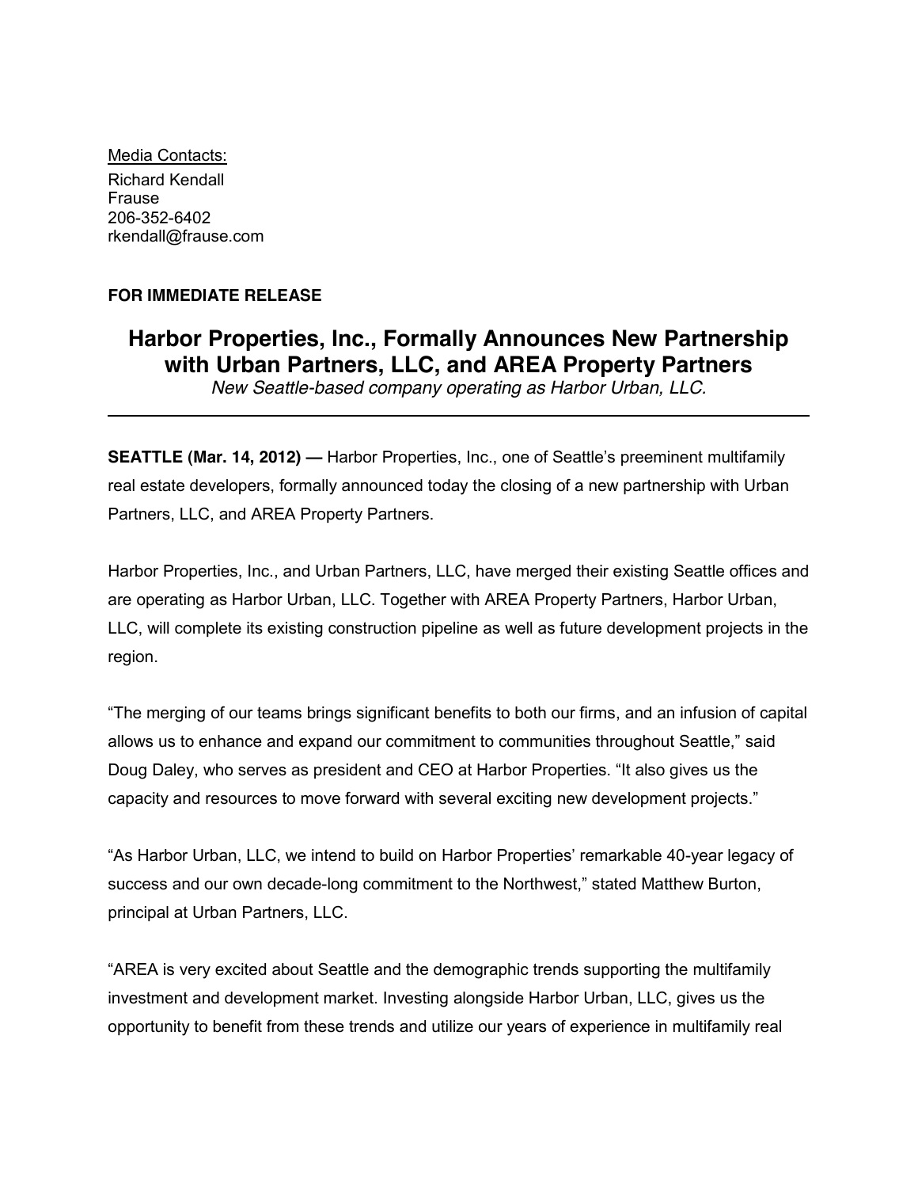Media Contacts:

Richard Kendall
Frause
206-352-6402
rkendall@frause.com

**FOR IMMEDIATE RELEASE**

# Harbor Properties, Inc., Formally Announces New Partnership with Urban Partners, LLC, and AREA Property Partners

*New Seattle-based company operating as Harbor Urban, LLC.*

---

**SEATTLE (Mar. 14, 2012) —** Harbor Properties, Inc., one of Seattle's preeminent multifamily real estate developers, formally announced today the closing of a new partnership with Urban Partners, LLC, and AREA Property Partners.

Harbor Properties, Inc., and Urban Partners, LLC, have merged their existing Seattle offices and are operating as Harbor Urban, LLC. Together with AREA Property Partners, Harbor Urban, LLC, will complete its existing construction pipeline as well as future development projects in the region.

"The merging of our teams brings significant benefits to both our firms, and an infusion of capital allows us to enhance and expand our commitment to communities throughout Seattle," said Doug Daley, who serves as president and CEO at Harbor Properties. "It also gives us the capacity and resources to move forward with several exciting new development projects."

"As Harbor Urban, LLC, we intend to build on Harbor Properties' remarkable 40-year legacy of success and our own decade-long commitment to the Northwest," stated Matthew Burton, principal at Urban Partners, LLC.

"AREA is very excited about Seattle and the demographic trends supporting the multifamily investment and development market. Investing alongside Harbor Urban, LLC, gives us the opportunity to benefit from these trends and utilize our years of experience in multifamily real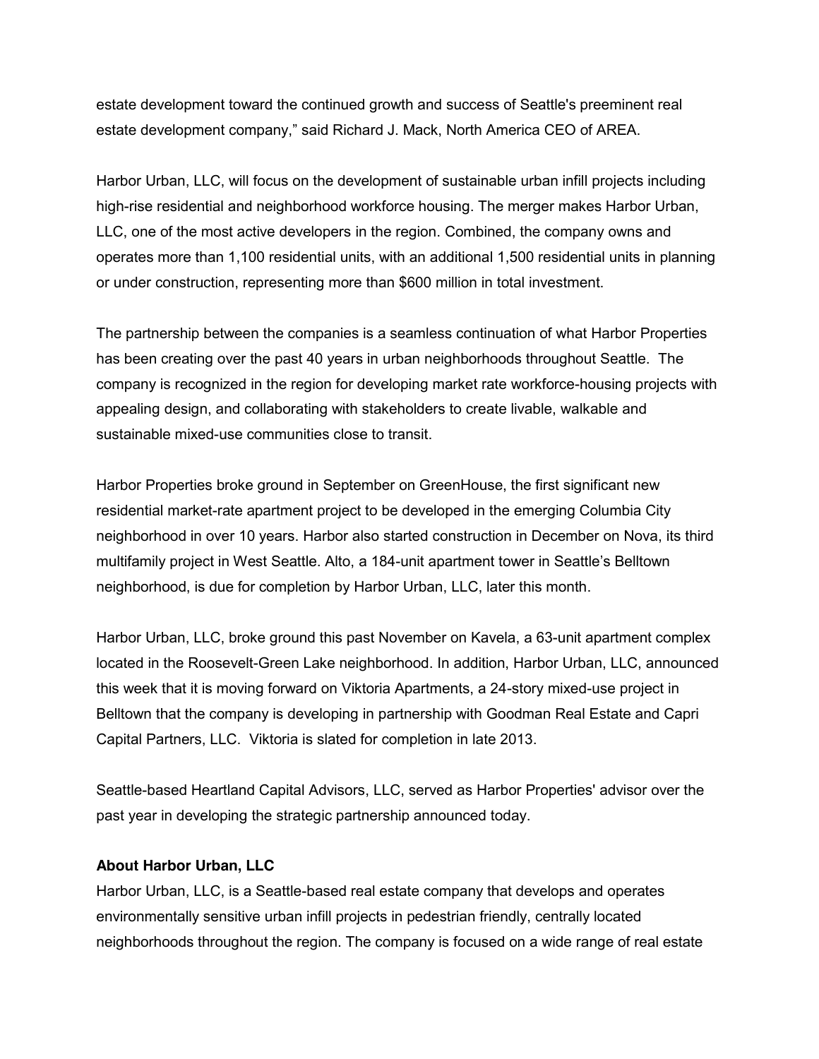estate development toward the continued growth and success of Seattle's preeminent real estate development company," said Richard J. Mack, North America CEO of AREA.

Harbor Urban, LLC, will focus on the development of sustainable urban infill projects including high-rise residential and neighborhood workforce housing. The merger makes Harbor Urban, LLC, one of the most active developers in the region. Combined, the company owns and operates more than 1,100 residential units, with an additional 1,500 residential units in planning or under construction, representing more than $600 million in total investment.

The partnership between the companies is a seamless continuation of what Harbor Properties has been creating over the past 40 years in urban neighborhoods throughout Seattle. The company is recognized in the region for developing market rate workforce-housing projects with appealing design, and collaborating with stakeholders to create livable, walkable and sustainable mixed-use communities close to transit.

Harbor Properties broke ground in September on GreenHouse, the first significant new residential market-rate apartment project to be developed in the emerging Columbia City neighborhood in over 10 years. Harbor also started construction in December on Nova, its third multifamily project in West Seattle. Alto, a 184-unit apartment tower in Seattle's Belltown neighborhood, is due for completion by Harbor Urban, LLC, later this month.

Harbor Urban, LLC, broke ground this past November on Kavela, a 63-unit apartment complex located in the Roosevelt-Green Lake neighborhood. In addition, Harbor Urban, LLC, announced this week that it is moving forward on Viktoria Apartments, a 24-story mixed-use project in Belltown that the company is developing in partnership with Goodman Real Estate and Capri Capital Partners, LLC. Viktoria is slated for completion in late 2013.

Seattle-based Heartland Capital Advisors, LLC, served as Harbor Properties' advisor over the past year in developing the strategic partnership announced today.

**About Harbor Urban, LLC**

Harbor Urban, LLC, is a Seattle-based real estate company that develops and operates environmentally sensitive urban infill projects in pedestrian friendly, centrally located neighborhoods throughout the region. The company is focused on a wide range of real estate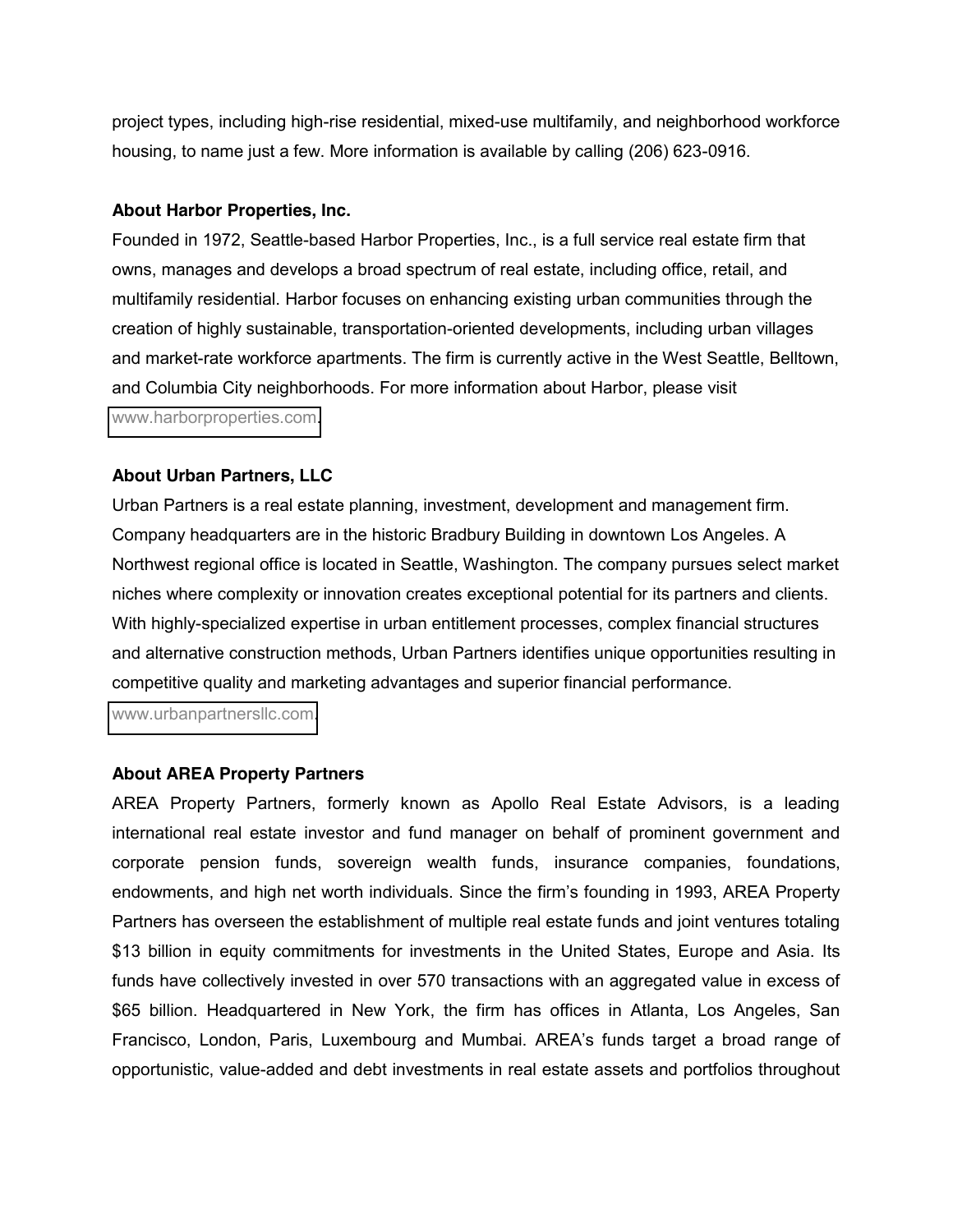project types, including high-rise residential, mixed-use multifamily, and neighborhood workforce housing, to name just a few. More information is available by calling (206) 623-0916.

**About Harbor Properties, Inc.**

Founded in 1972, Seattle-based Harbor Properties, Inc., is a full service real estate firm that owns, manages and develops a broad spectrum of real estate, including office, retail, and multifamily residential. Harbor focuses on enhancing existing urban communities through the creation of highly sustainable, transportation-oriented developments, including urban villages and market-rate workforce apartments. The firm is currently active in the West Seattle, Belltown, and Columbia City neighborhoods. For more information about Harbor, please visit www.harborproperties.com.

**About Urban Partners, LLC**

Urban Partners is a real estate planning, investment, development and management firm. Company headquarters are in the historic Bradbury Building in downtown Los Angeles. A Northwest regional office is located in Seattle, Washington. The company pursues select market niches where complexity or innovation creates exceptional potential for its partners and clients. With highly-specialized expertise in urban entitlement processes, complex financial structures and alternative construction methods, Urban Partners identifies unique opportunities resulting in competitive quality and marketing advantages and superior financial performance. www.urbanpartnersllc.com.

**About AREA Property Partners**

AREA Property Partners, formerly known as Apollo Real Estate Advisors, is a leading international real estate investor and fund manager on behalf of prominent government and corporate pension funds, sovereign wealth funds, insurance companies, foundations, endowments, and high net worth individuals. Since the firm's founding in 1993, AREA Property Partners has overseen the establishment of multiple real estate funds and joint ventures totaling $13 billion in equity commitments for investments in the United States, Europe and Asia. Its funds have collectively invested in over 570 transactions with an aggregated value in excess of $65 billion. Headquartered in New York, the firm has offices in Atlanta, Los Angeles, San Francisco, London, Paris, Luxembourg and Mumbai. AREA's funds target a broad range of opportunistic, value-added and debt investments in real estate assets and portfolios throughout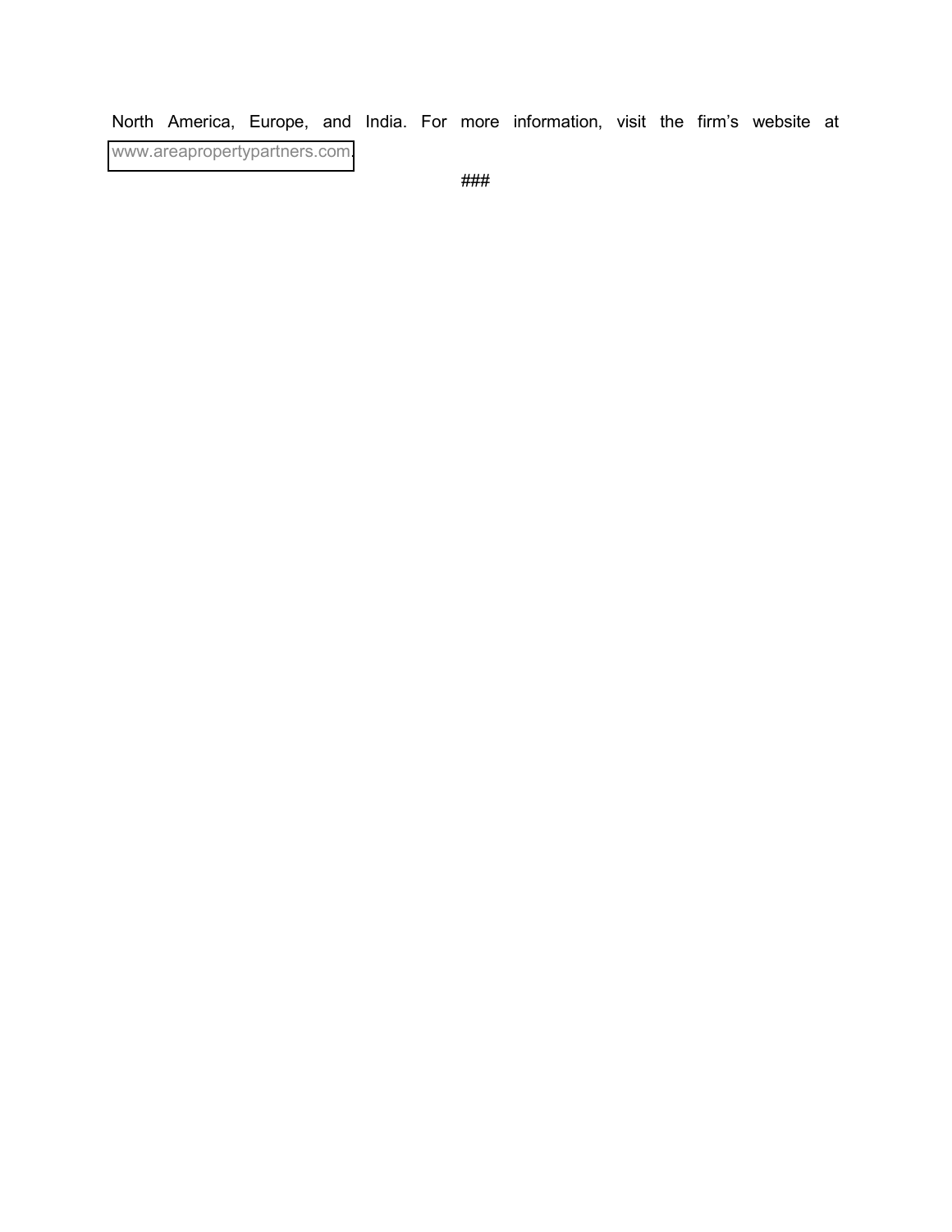North America, Europe, and India. For more information, visit the firm's website at www.areapropertypartners.com.

###